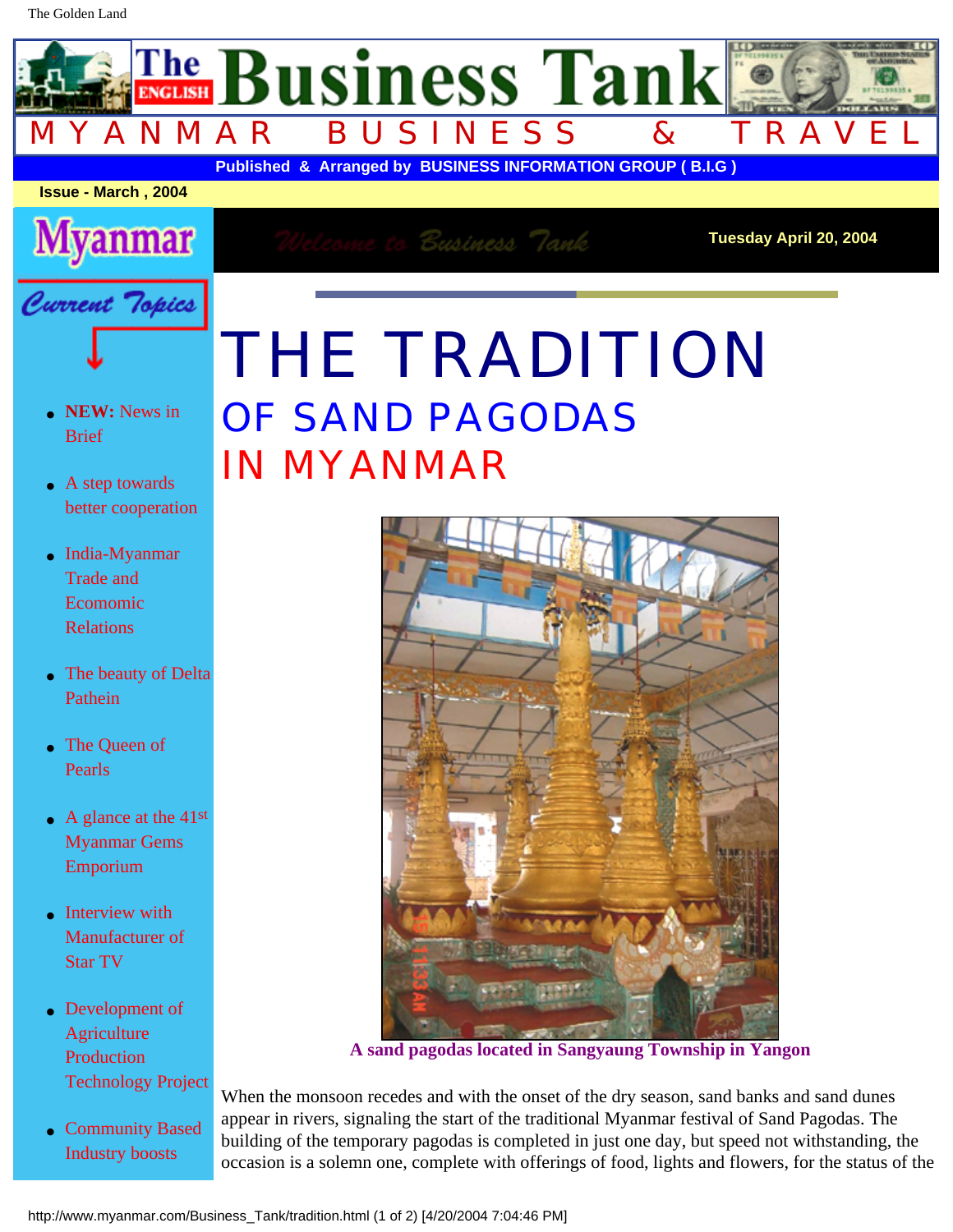# The Business Tank

MYANMAR BUSINESS & TRAVEL

**Published & Arranged by BUSINESS INFORMATION GROUP ( B.I.G )**

**Issue - March , 2004**

Myanmar

Current Topics

- **NEW:** News in Brief
- A step towards better cooperation
- India-Myanmar Trade and Ecomomic Relations
- The beauty of Delta Pathein
- The Queen of Pearls
- A glance at the 41st Myanmar Gems Emporium
- Interview with Manufacturer of Star TV
- Development of Agriculture Production Technology Project
- Community Based Industry boosts

Welcome to Business Tank

**Tuesday April 20, 2004**

# THE TRADITION

## OF SAND PAGODAS IN MYANMAR

**A sand pagodas located in Sangyaung Township in Yangon**

When the monsoon recedes and with the onset of the dry season, sand banks and sand dunes appear in rivers, signaling the start of the traditional Myanmar festival of Sand Pagodas. The building of the temporary pagodas is completed in just one day, but speed not withstanding, the occasion is a solemn one, complete with offerings of food, lights and flowers, for the status of the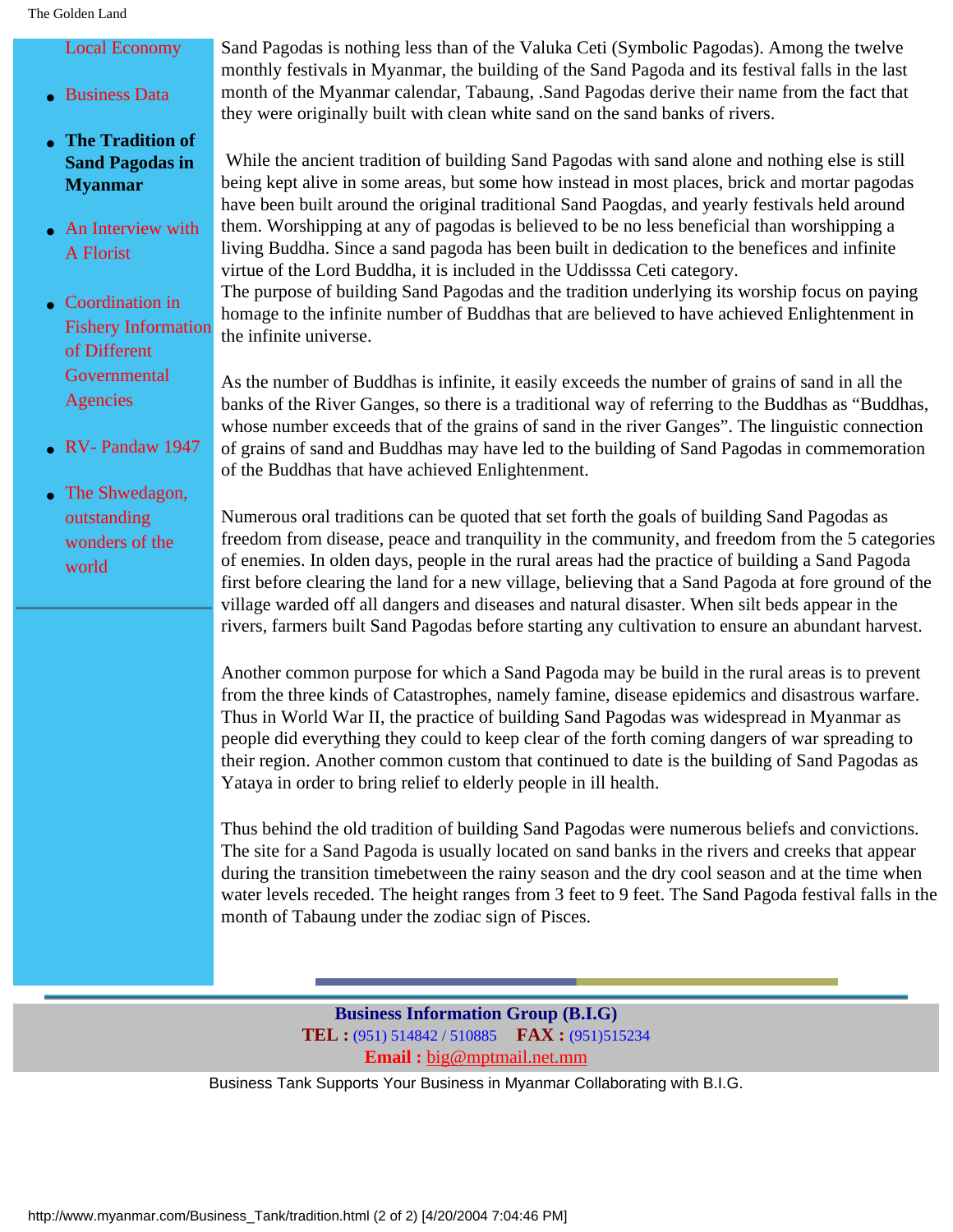- Local Economy
- Business Data
- **The Tradition of Sand Pagodas in Myanmar**
- An Interview with A Florist
- Coordination in Fishery Information of Different Governmental Agencies
- RV- Pandaw 1947
- The Shwedagon, outstanding wonders of the world

Sand Pagodas is nothing less than of the Valuka Ceti (Symbolic Pagodas). Among the twelve monthly festivals in Myanmar, the building of the Sand Pagoda and its festival falls in the last month of the Myanmar calendar, Tabaung, .Sand Pagodas derive their name from the fact that they were originally built with clean white sand on the sand banks of rivers.

While the ancient tradition of building Sand Pagodas with sand alone and nothing else is still being kept alive in some areas, but some how instead in most places, brick and mortar pagodas have been built around the original traditional Sand Paogdas, and yearly festivals held around them. Worshipping at any of pagodas is believed to be no less beneficial than worshipping a living Buddha. Since a sand pagoda has been built in dedication to the benefices and infinite virtue of the Lord Buddha, it is included in the Uddisssa Ceti category.
The purpose of building Sand Pagodas and the tradition underlying its worship focus on paying homage to the infinite number of Buddhas that are believed to have achieved Enlightenment in the infinite universe.

As the number of Buddhas is infinite, it easily exceeds the number of grains of sand in all the banks of the River Ganges, so there is a traditional way of referring to the Buddhas as “Buddhas, whose number exceeds that of the grains of sand in the river Ganges”. The linguistic connection of grains of sand and Buddhas may have led to the building of Sand Pagodas in commemoration of the Buddhas that have achieved Enlightenment.

Numerous oral traditions can be quoted that set forth the goals of building Sand Pagodas as freedom from disease, peace and tranquility in the community, and freedom from the 5 categories of enemies. In olden days, people in the rural areas had the practice of building a Sand Pagoda first before clearing the land for a new village, believing that a Sand Pagoda at fore ground of the village warded off all dangers and diseases and natural disaster. When silt beds appear in the rivers, farmers built Sand Pagodas before starting any cultivation to ensure an abundant harvest.

Another common purpose for which a Sand Pagoda may be build in the rural areas is to prevent from the three kinds of Catastrophes, namely famine, disease epidemics and disastrous warfare. Thus in World War II, the practice of building Sand Pagodas was widespread in Myanmar as people did everything they could to keep clear of the forth coming dangers of war spreading to their region. Another common custom that continued to date is the building of Sand Pagodas as Yataya in order to bring relief to elderly people in ill health.

Thus behind the old tradition of building Sand Pagodas were numerous beliefs and convictions. The site for a Sand Pagoda is usually located on sand banks in the rivers and creeks that appear during the transition timebetween the rainy season and the dry cool season and at the time when water levels receded. The height ranges from 3 feet to 9 feet. The Sand Pagoda festival falls in the month of Tabaung under the zodiac sign of Pisces.

**Business Information Group (B.I.G)**
**TEL :** (951) 514842 / 510885 **FAX :** (951)515234
**Email :** big@mptmail.net.mm

Business Tank Supports Your Business in Myanmar Collaborating with B.I.G.